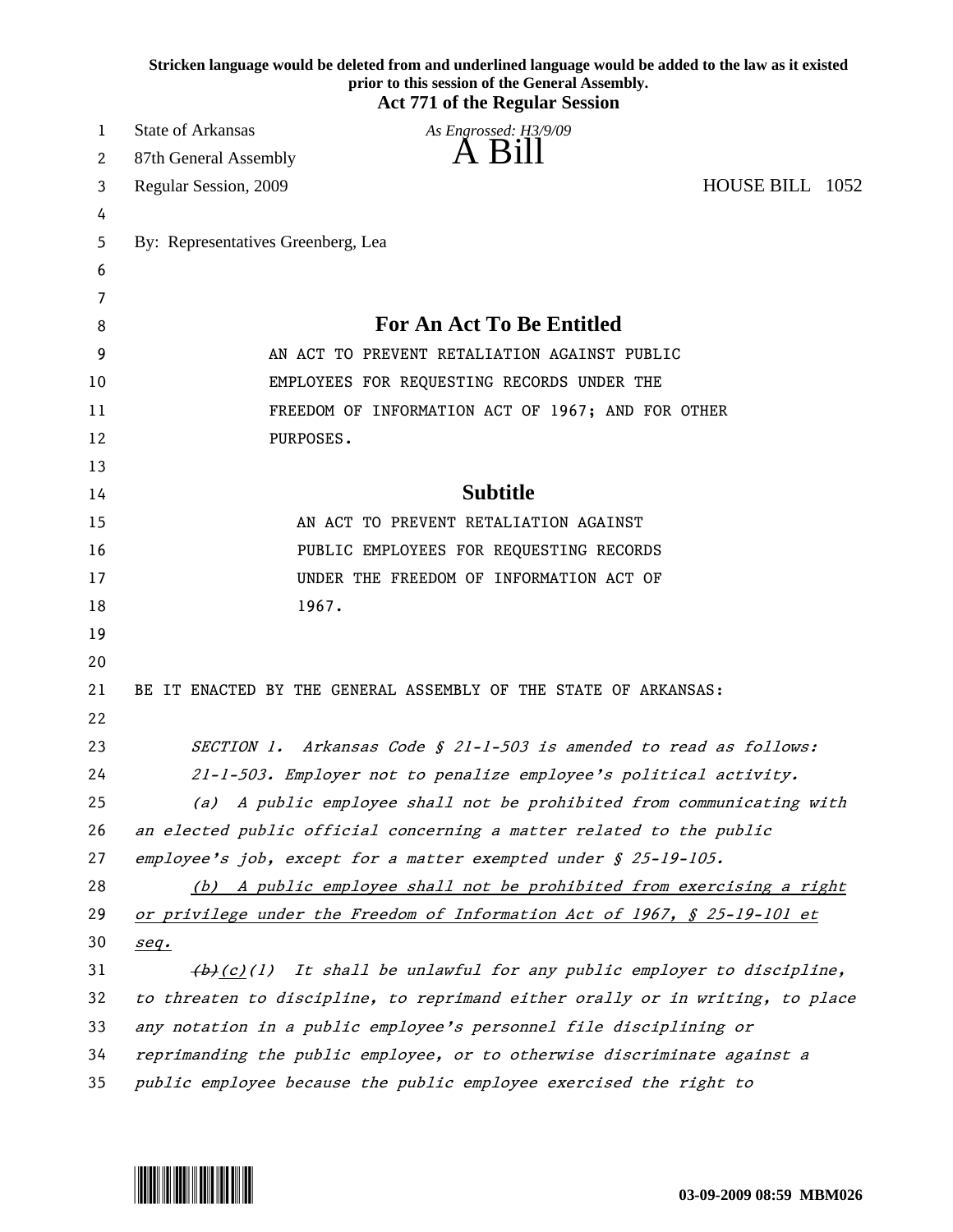Stricken language would be deleted from and underlined language would be added to the law as it existed prior to this session of the General Assembly.

**Act 771 of the Regular Session**

State of Arkansas *As Engrossed: H3/9/09*

87th General Assembly **A Bill**

Regular Session, 2009 HOUSE BILL 1052

By: Representatives Greenberg, Lea

## For An Act To Be Entitled

AN ACT TO PREVENT RETALIATION AGAINST PUBLIC EMPLOYEES FOR REQUESTING RECORDS UNDER THE FREEDOM OF INFORMATION ACT OF 1967; AND FOR OTHER PURPOSES.

## Subtitle

AN ACT TO PREVENT RETALIATION AGAINST PUBLIC EMPLOYEES FOR REQUESTING RECORDS UNDER THE FREEDOM OF INFORMATION ACT OF 1967.

BE IT ENACTED BY THE GENERAL ASSEMBLY OF THE STATE OF ARKANSAS:

*SECTION 1. Arkansas Code § 21-1-503 is amended to read as follows:*

*21-1-503. Employer not to penalize employee's political activity.*

*(a) A public employee shall not be prohibited from communicating with an elected public official concerning a matter related to the public employee's job, except for a matter exempted under § 25-19-105.*

*<u>(b) A public employee shall not be prohibited from exercising a right or privilege under the Freedom of Information Act of 1967, § 25-19-101 et seq.</u>*

*~~(b)~~<u>(c)</u>(1) It shall be unlawful for any public employer to discipline, to threaten to discipline, to reprimand either orally or in writing, to place any notation in a public employee's personnel file disciplining or reprimanding the public employee, or to otherwise discriminate against a public employee because the public employee exercised the right to*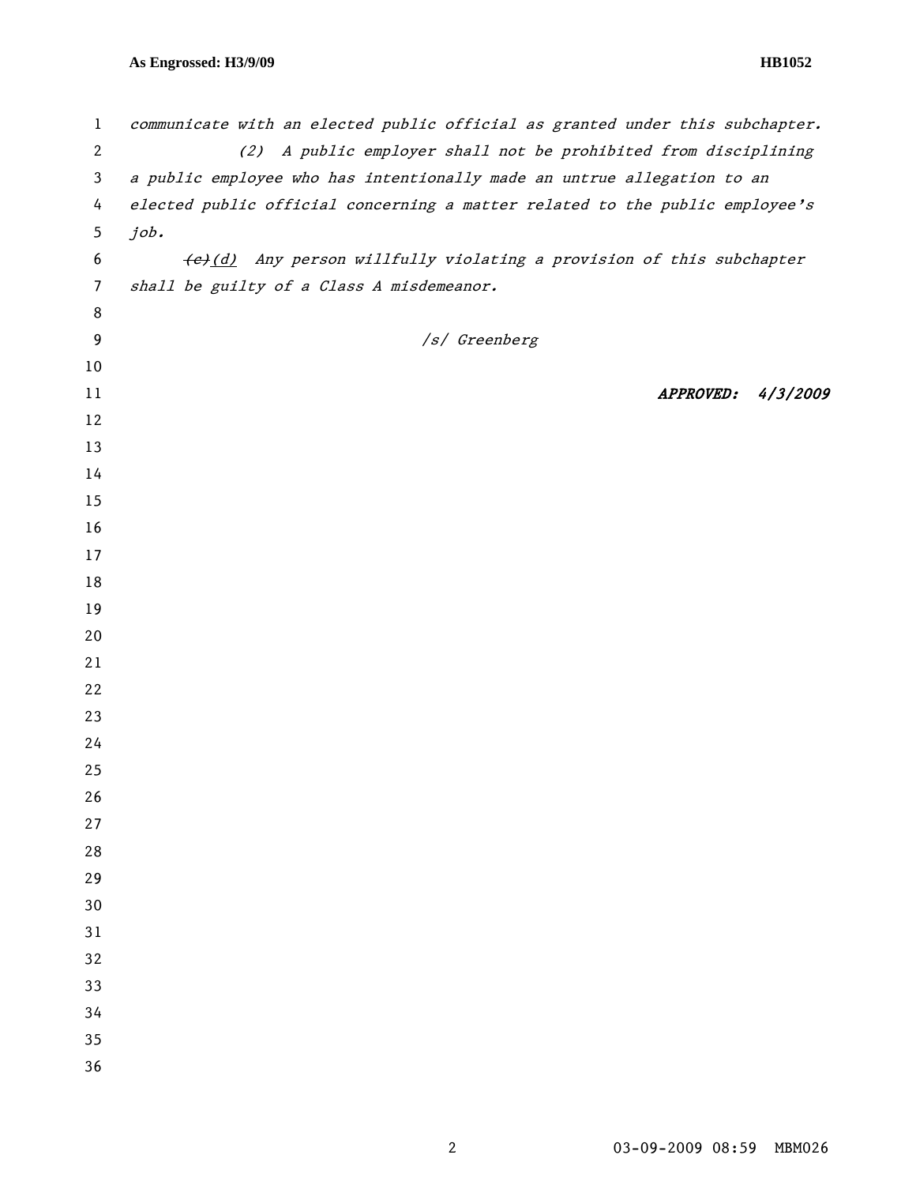*communicate with an elected public official as granted under this subchapter.*

*(2) A public employer shall not be prohibited from disciplining a public employee who has intentionally made an untrue allegation to an elected public official concerning a matter related to the public employee's job.*

*~~(c)~~<u>(d)</u> Any person willfully violating a provision of this subchapter shall be guilty of a Class A misdemeanor.*

*/s/ Greenberg*

***APPROVED: 4/3/2009***